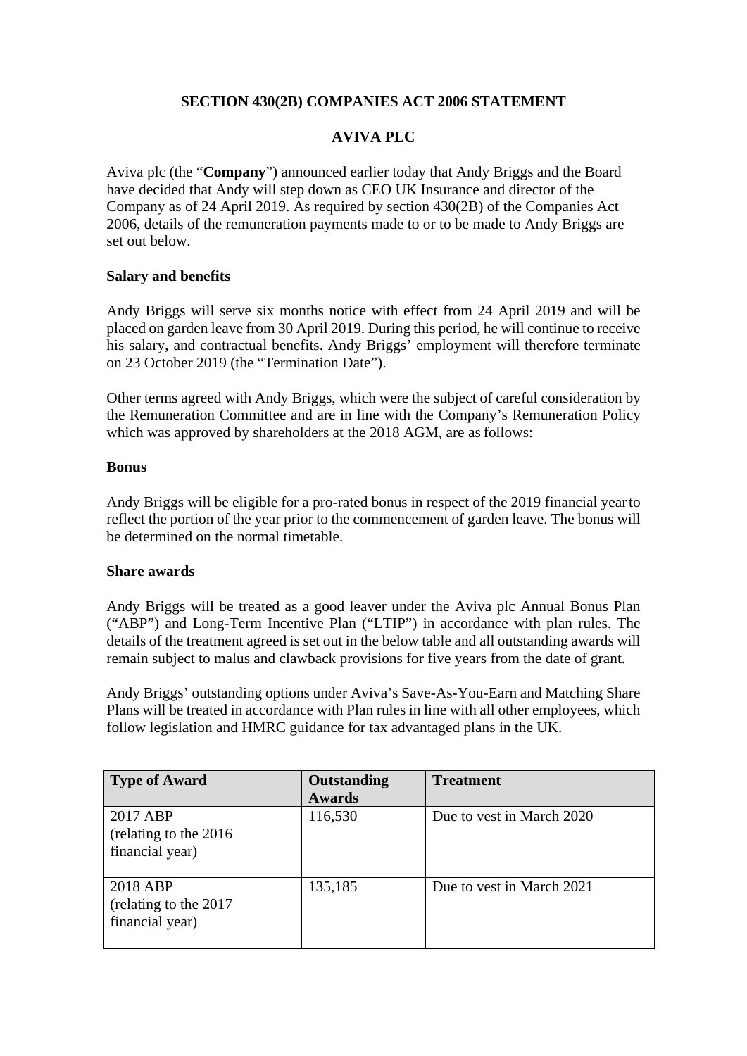**SECTION 430(2B) COMPANIES ACT 2006 STATEMENT**

**AVIVA PLC**

Aviva plc (the "**Company**") announced earlier today that Andy Briggs and the Board have decided that Andy will step down as CEO UK Insurance and director of the Company as of 24 April 2019. As required by section 430(2B) of the Companies Act 2006, details of the remuneration payments made to or to be made to Andy Briggs are set out below.

**Salary and benefits**

Andy Briggs will serve six months notice with effect from 24 April 2019 and will be placed on garden leave from 30 April 2019. During this period, he will continue to receive his salary, and contractual benefits. Andy Briggs' employment will therefore terminate on 23 October 2019 (the "Termination Date").

Other terms agreed with Andy Briggs, which were the subject of careful consideration by the Remuneration Committee and are in line with the Company's Remuneration Policy which was approved by shareholders at the 2018 AGM, are as follows:

**Bonus**

Andy Briggs will be eligible for a pro-rated bonus in respect of the 2019 financial year to reflect the portion of the year prior to the commencement of garden leave. The bonus will be determined on the normal timetable.

**Share awards**

Andy Briggs will be treated as a good leaver under the Aviva plc Annual Bonus Plan ("ABP") and Long-Term Incentive Plan ("LTIP") in accordance with plan rules. The details of the treatment agreed is set out in the below table and all outstanding awards will remain subject to malus and clawback provisions for five years from the date of grant.

Andy Briggs' outstanding options under Aviva's Save-As-You-Earn and Matching Share Plans will be treated in accordance with Plan rules in line with all other employees, which follow legislation and HMRC guidance for tax advantaged plans in the UK.

| Type of Award | Outstanding Awards | Treatment |
|---|---|---|
| 2017 ABP (relating to the 2016 financial year) | 116,530 | Due to vest in March 2020 |
| 2018 ABP (relating to the 2017 financial year) | 135,185 | Due to vest in March 2021 |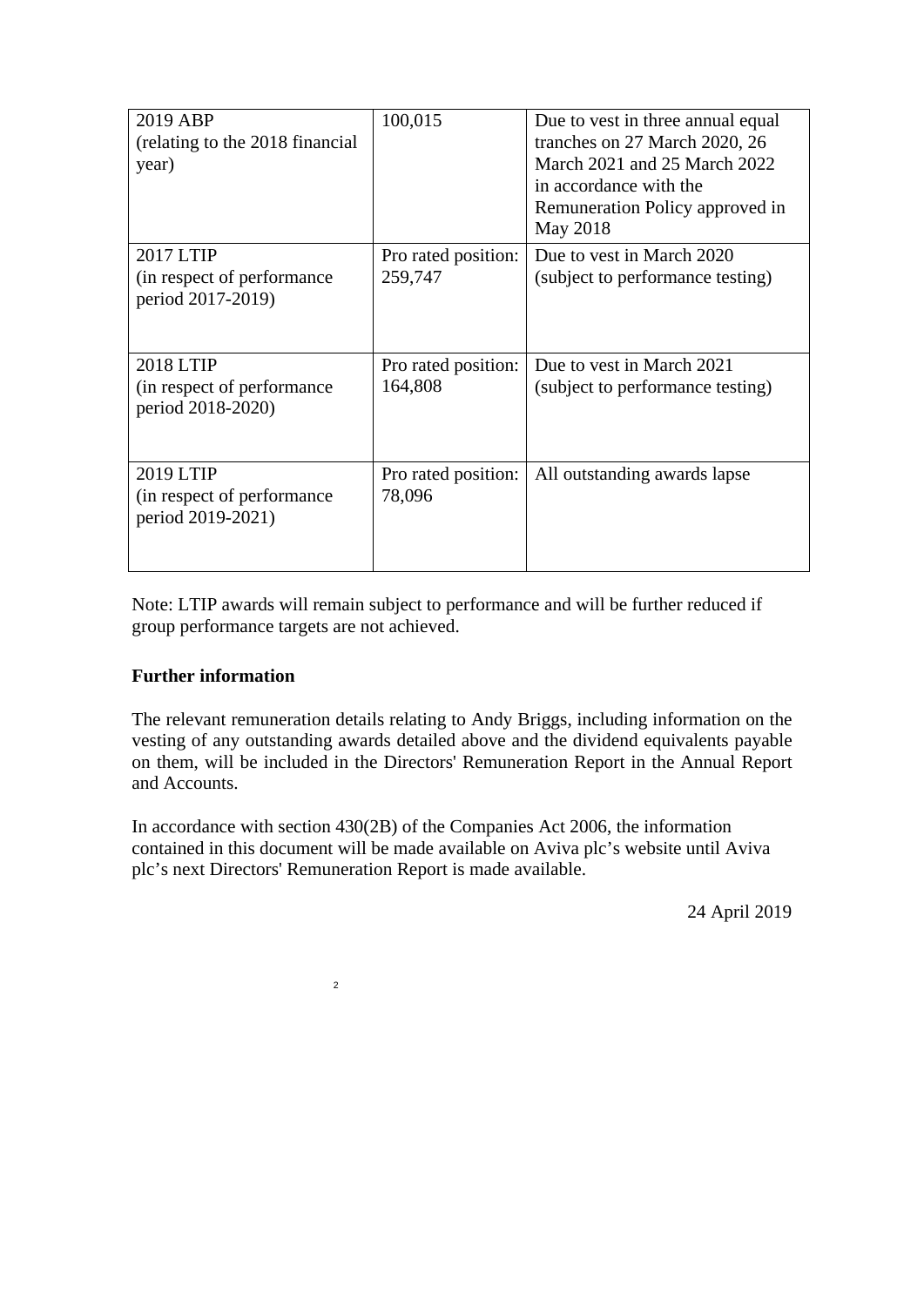| | | |
|---|---|---|
| 2019 ABP (relating to the 2018 financial year) | 100,015 | Due to vest in three annual equal tranches on 27 March 2020, 26 March 2021 and 25 March 2022 in accordance with the Remuneration Policy approved in May 2018 |
| 2017 LTIP (in respect of performance period 2017-2019) | Pro rated position: 259,747 | Due to vest in March 2020 (subject to performance testing) |
| 2018 LTIP (in respect of performance period 2018-2020) | Pro rated position: 164,808 | Due to vest in March 2021 (subject to performance testing) |
| 2019 LTIP (in respect of performance period 2019-2021) | Pro rated position: 78,096 | All outstanding awards lapse |

Note: LTIP awards will remain subject to performance and will be further reduced if group performance targets are not achieved.

**Further information**

The relevant remuneration details relating to Andy Briggs, including information on the vesting of any outstanding awards detailed above and the dividend equivalents payable on them, will be included in the Directors' Remuneration Report in the Annual Report and Accounts.

In accordance with section 430(2B) of the Companies Act 2006, the information contained in this document will be made available on Aviva plc's website until Aviva plc's next Directors' Remuneration Report is made available.

24 April 2019